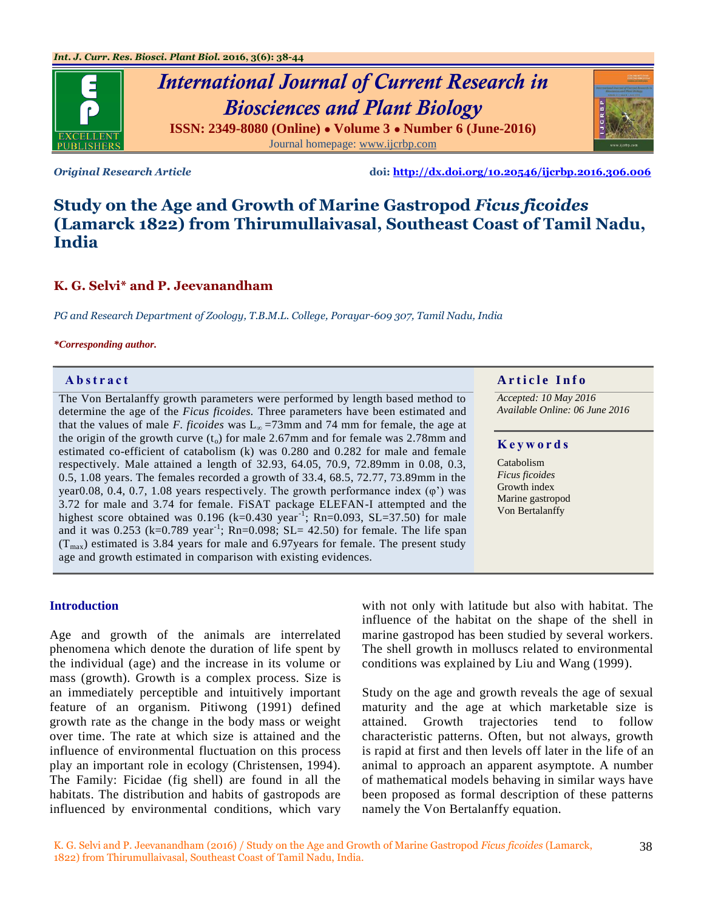*Original Research Article* **doi:** http://dx.doi.org/10.20546/ijcrbp.2016.306.006

# Study on the Age and Growth of Marine Gastropod *Ficus ficoides* (Lamarck 1822) from Thirumullaivasal, Southeast Coast of Tamil Nadu, India

**K. G. Selvi\* and P. Jeevanandham**

*PG and Research Department of Zoology, T.B.M.L. College, Porayar-609 307, Tamil Nadu, India*

***Corresponding author.**

## Abstract

The Von Bertalanffy growth parameters were performed by length based method to determine the age of the *Ficus ficoides.* Three parameters have been estimated and that the values of male *F. ficoides* was $L_{\infty}$ =73mm and 74 mm for female, the age at the origin of the growth curve ($t_o$) for male 2.67mm and for female was 2.78mm and estimated co-efficient of catabolism (k) was 0.280 and 0.282 for male and female respectively. Male attained a length of 32.93, 64.05, 70.9, 72.89mm in 0.08, 0.3, 0.5, 1.08 years. The females recorded a growth of 33.4, 68.5, 72.77, 73.89mm in the year0.08, 0.4, 0.7, 1.08 years respectively. The growth performance index (φ') was 3.72 for male and 3.74 for female. FiSAT package ELEFAN-I attempted and the highest score obtained was 0.196 (k=0.430 year$^{-1}$; Rn=0.093, SL=37.50) for male and it was 0.253 (k=0.789 year$^{-1}$; Rn=0.098; SL= 42.50) for female. The life span ($T_{max}$) estimated is 3.84 years for male and 6.97years for female. The present study age and growth estimated in comparison with existing evidences.

## Article Info

*Accepted: 10 May 2016*
*Available Online: 06 June 2016*

## Keywords

Catabolism
*Ficus ficoides*
Growth index
Marine gastropod
Von Bertalanffy

## Introduction

Age and growth of the animals are interrelated phenomena which denote the duration of life spent by the individual (age) and the increase in its volume or mass (growth). Growth is a complex process. Size is an immediately perceptible and intuitively important feature of an organism. Pitiwong (1991) defined growth rate as the change in the body mass or weight over time. The rate at which size is attained and the influence of environmental fluctuation on this process play an important role in ecology (Christensen, 1994). The Family: Ficidae (fig shell) are found in all the habitats. The distribution and habits of gastropods are influenced by environmental conditions, which vary with not only with latitude but also with habitat. The influence of the habitat on the shape of the shell in marine gastropod has been studied by several workers. The shell growth in molluscs related to environmental conditions was explained by Liu and Wang (1999).

Study on the age and growth reveals the age of sexual maturity and the age at which marketable size is attained. Growth trajectories tend to follow characteristic patterns. Often, but not always, growth is rapid at first and then levels off later in the life of an animal to approach an apparent asymptote. A number of mathematical models behaving in similar ways have been proposed as formal description of these patterns namely the Von Bertalanffy equation.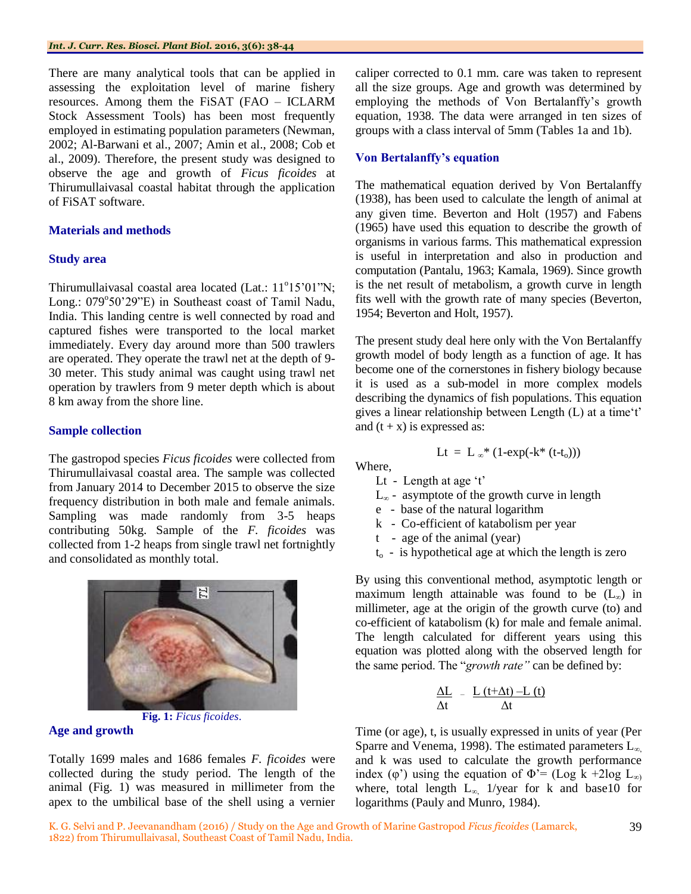There are many analytical tools that can be applied in assessing the exploitation level of marine fishery resources. Among them the FiSAT (FAO – ICLARM Stock Assessment Tools) has been most frequently employed in estimating population parameters (Newman, 2002; Al-Barwani et al., 2007; Amin et al., 2008; Cob et al., 2009). Therefore, the present study was designed to observe the age and growth of *Ficus ficoides* at Thirumullaivasal coastal habitat through the application of FiSAT software.

## Materials and methods

### Study area

Thirumullaivasal coastal area located (Lat.: 11°15'01"N; Long.: 079°50'29"E) in Southeast coast of Tamil Nadu, India. This landing centre is well connected by road and captured fishes were transported to the local market immediately. Every day around more than 500 trawlers are operated. They operate the trawl net at the depth of 9-30 meter. This study animal was caught using trawl net operation by trawlers from 9 meter depth which is about 8 km away from the shore line.

### Sample collection

The gastropod species *Ficus ficoides* were collected from Thirumullaivasal coastal area. The sample was collected from January 2014 to December 2015 to observe the size frequency distribution in both male and female animals. Sampling was made randomly from 3-5 heaps contributing 50kg. Sample of the *F. ficoides* was collected from 1-2 heaps from single trawl net fortnightly and consolidated as monthly total.

**Fig. 1:** *Ficus ficoides*.

### Age and growth

Totally 1699 males and 1686 females *F. ficoides* were collected during the study period. The length of the animal (Fig. 1) was measured in millimeter from the apex to the umbilical base of the shell using a vernier caliper corrected to 0.1 mm. care was taken to represent all the size groups. Age and growth was determined by employing the methods of Von Bertalanffy's growth equation, 1938. The data were arranged in ten sizes of groups with a class interval of 5mm (Tables 1a and 1b).

### Von Bertalanffy's equation

The mathematical equation derived by Von Bertalanffy (1938), has been used to calculate the length of animal at any given time. Beverton and Holt (1957) and Fabens (1965) have used this equation to describe the growth of organisms in various farms. This mathematical expression is useful in interpretation and also in production and computation (Pantalu, 1963; Kamala, 1969). Since growth is the net result of metabolism, a growth curve in length fits well with the growth rate of many species (Beverton, 1954; Beverton and Holt, 1957).

The present study deal here only with the Von Bertalanffy growth model of body length as a function of age. It has become one of the cornerstones in fishery biology because it is used as a sub-model in more complex models describing the dynamics of fish populations. This equation gives a linear relationship between Length (L) at a time't' and (t + x) is expressed as:

$$L_t = L_{\infty} * (1 - \exp(-k * (t - t_o)))$$

Where,

- $L_t$ - Length at age 't'
- $L_{\infty}$ - asymptote of the growth curve in length
- e - base of the natural logarithm
- k - Co-efficient of katabolism per year
- t - age of the animal (year)
- $t_o$ - is hypothetical age at which the length is zero

By using this conventional method, asymptotic length or maximum length attainable was found to be ($L_{\infty}$) in millimeter, age at the origin of the growth curve (to) and co-efficient of katabolism (k) for male and female animal. The length calculated for different years using this equation was plotted along with the observed length for the same period. The "*growth rate"* can be defined by:

$$\frac{\Delta L}{\Delta t} = \frac{L(t+\Delta t) - L(t)}{\Delta t}$$

Time (or age), t, is usually expressed in units of year (Per Sparre and Venema, 1998). The estimated parameters $L_{\infty,}$ and k was used to calculate the growth performance index (φ') using the equation of $\Phi' = (\text{Log } k + 2\log L_{\infty})$ where, total length $L_{\infty,}$ 1/year for k and base10 for logarithms (Pauly and Munro, 1984).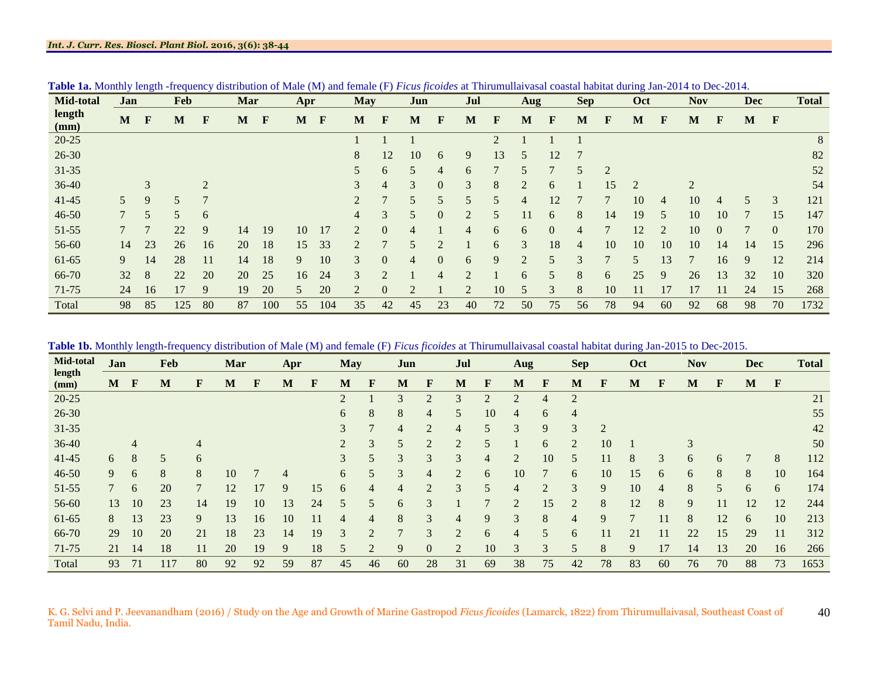**Table 1a.** Monthly length -frequency distribution of Male (M) and female (F) *Ficus ficoides* at Thirumullaivasal coastal habitat during Jan-2014 to Dec-2014.

| Mid-total length (mm) | Jan | | Feb | | Mar | | Apr | | May | | Jun | | Jul | | Aug | | Sep | | Oct | | Nov | | Dec | | Total |
|---|---|---|---|---|---|---|---|---|---|---|---|---|---|---|---|---|---|---|---|---|---|---|---|---|---|
| | M | F | M | F | M | F | M | F | M | F | M | F | M | F | M | F | M | F | M | F | M | F | M | F | |
| 20-25 | | | | | | | | | 1 | 1 | 1 | | | 2 | 1 | 1 | 1 | | | | | | | | 8 |
| 26-30 | | | | | | | | | 8 | 12 | 10 | 6 | 9 | 13 | 5 | 12 | 7 | | | | | | | | 82 |
| 31-35 | | | | | | | | | 5 | 6 | 5 | 4 | 6 | 7 | 5 | 7 | 5 | 2 | | | | | | | 52 |
| 36-40 | | 3 | | 2 | | | | | 3 | 4 | 3 | 0 | 3 | 8 | 2 | 6 | 1 | 15 | 2 | | 2 | | | | 54 |
| 41-45 | 5 | 9 | 5 | 7 | | | | | 2 | 7 | 5 | 5 | 5 | 5 | 4 | 12 | 7 | 7 | 10 | 4 | 10 | 4 | 5 | 3 | 121 |
| 46-50 | 7 | 5 | 5 | 6 | | | | | 4 | 3 | 5 | 0 | 2 | 5 | 11 | 6 | 8 | 14 | 19 | 5 | 10 | 10 | 7 | 15 | 147 |
| 51-55 | 7 | 7 | 22 | 9 | 14 | 19 | 10 | 17 | 2 | 0 | 4 | 1 | 4 | 6 | 6 | 0 | 4 | 7 | 12 | 2 | 10 | 0 | 7 | 0 | 170 |
| 56-60 | 14 | 23 | 26 | 16 | 20 | 18 | 15 | 33 | 2 | 7 | 5 | 2 | 1 | 6 | 3 | 18 | 4 | 10 | 10 | 10 | 10 | 14 | 14 | 15 | 296 |
| 61-65 | 9 | 14 | 28 | 11 | 14 | 18 | 9 | 10 | 3 | 0 | 4 | 0 | 6 | 9 | 2 | 5 | 3 | 7 | 5 | 13 | 7 | 16 | 9 | 12 | 214 |
| 66-70 | 32 | 8 | 22 | 20 | 20 | 25 | 16 | 24 | 3 | 2 | 1 | 4 | 2 | 1 | 6 | 5 | 8 | 6 | 25 | 9 | 26 | 13 | 32 | 10 | 320 |
| 71-75 | 24 | 16 | 17 | 9 | 19 | 20 | 5 | 20 | 2 | 0 | 2 | 1 | 2 | 10 | 5 | 3 | 8 | 10 | 11 | 17 | 17 | 11 | 24 | 15 | 268 |
| Total | 98 | 85 | 125 | 80 | 87 | 100 | 55 | 104 | 35 | 42 | 45 | 23 | 40 | 72 | 50 | 75 | 56 | 78 | 94 | 60 | 92 | 68 | 98 | 70 | 1732 |

**Table 1b.** Monthly length-frequency distribution of Male (M) and female (F) *Ficus ficoides* at Thirumullaivasal coastal habitat during Jan-2015 to Dec-2015.

| Mid-total length (mm) | Jan | | Feb | | Mar | | Apr | | May | | Jun | | Jul | | Aug | | Sep | | Oct | | Nov | | Dec | | Total |
|---|---|---|---|---|---|---|---|---|---|---|---|---|---|---|---|---|---|---|---|---|---|---|---|---|---|
| | M | F | M | F | M | F | M | F | M | F | M | F | M | F | M | F | M | F | M | F | M | F | M | F | |
| 20-25 | | | | | | | | | 2 | 1 | 3 | 2 | 3 | 2 | 2 | 4 | 2 | | | | | | | | 21 |
| 26-30 | | | | | | | | | 6 | 8 | 8 | 4 | 5 | 10 | 4 | 6 | 4 | | | | | | | | 55 |
| 31-35 | | | | | | | | | 3 | 7 | 4 | 2 | 4 | 5 | 3 | 9 | 3 | 2 | | | | | | | 42 |
| 36-40 | | 4 | | 4 | | | | | 2 | 3 | 5 | 2 | 2 | 5 | 1 | 6 | 2 | 10 | 1 | | 3 | | | | 50 |
| 41-45 | 6 | 8 | 5 | 6 | | | | | 3 | 5 | 3 | 3 | 3 | 4 | 2 | 10 | 5 | 11 | 8 | 3 | 6 | 6 | 7 | 8 | 112 |
| 46-50 | 9 | 6 | 8 | 8 | 10 | 7 | 4 | | 6 | 5 | 3 | 4 | 2 | 6 | 10 | 7 | 6 | 10 | 15 | 6 | 6 | 8 | 8 | 10 | 164 |
| 51-55 | 7 | 6 | 20 | 7 | 12 | 17 | 9 | 15 | 6 | 4 | 4 | 2 | 3 | 5 | 4 | 2 | 3 | 9 | 10 | 4 | 8 | 5 | 6 | 6 | 174 |
| 56-60 | 13 | 10 | 23 | 14 | 19 | 10 | 13 | 24 | 5 | 5 | 6 | 3 | 1 | 7 | 2 | 15 | 2 | 8 | 12 | 8 | 9 | 11 | 12 | 12 | 244 |
| 61-65 | 8 | 13 | 23 | 9 | 13 | 16 | 10 | 11 | 4 | 4 | 8 | 3 | 4 | 9 | 3 | 8 | 4 | 9 | 7 | 11 | 8 | 12 | 6 | 10 | 213 |
| 66-70 | 29 | 10 | 20 | 21 | 18 | 23 | 14 | 19 | 3 | 2 | 7 | 3 | 2 | 6 | 4 | 5 | 6 | 11 | 21 | 11 | 22 | 15 | 29 | 11 | 312 |
| 71-75 | 21 | 14 | 18 | 11 | 20 | 19 | 9 | 18 | 5 | 2 | 9 | 0 | 2 | 10 | 3 | 3 | 5 | 8 | 9 | 17 | 14 | 13 | 20 | 16 | 266 |
| Total | 93 | 71 | 117 | 80 | 92 | 92 | 59 | 87 | 45 | 46 | 60 | 28 | 31 | 69 | 38 | 75 | 42 | 78 | 83 | 60 | 76 | 70 | 88 | 73 | 1653 |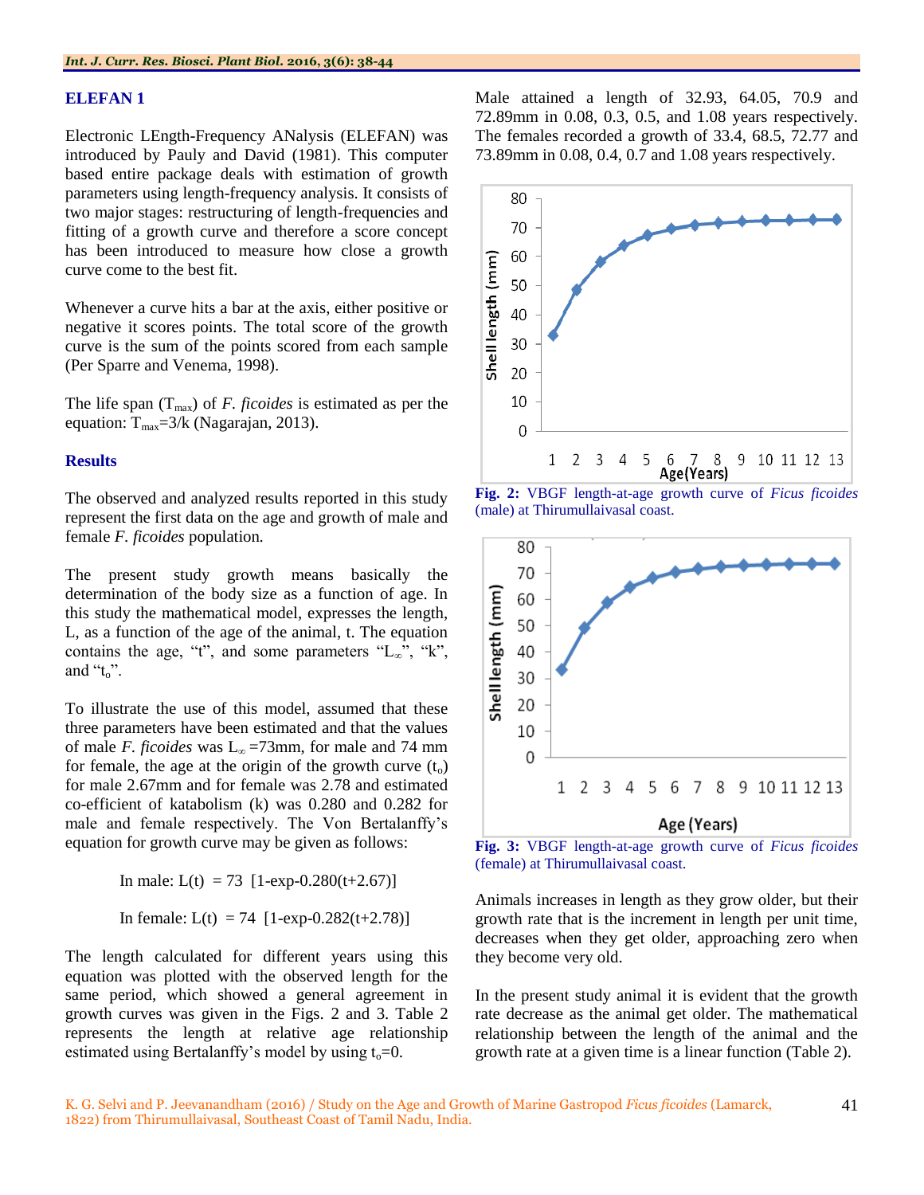## ELEFAN 1

Electronic LEngth-Frequency ANalysis (ELEFAN) was introduced by Pauly and David (1981). This computer based entire package deals with estimation of growth parameters using length-frequency analysis. It consists of two major stages: restructuring of length-frequencies and fitting of a growth curve and therefore a score concept has been introduced to measure how close a growth curve come to the best fit.

Whenever a curve hits a bar at the axis, either positive or negative it scores points. The total score of the growth curve is the sum of the points scored from each sample (Per Sparre and Venema, 1998).

The life span ($T_{max}$) of *F. ficoides* is estimated as per the equation: $T_{max}=3/k$ (Nagarajan, 2013).

## Results

The observed and analyzed results reported in this study represent the first data on the age and growth of male and female *F. ficoides* population.

The present study growth means basically the determination of the body size as a function of age. In this study the mathematical model, expresses the length, L, as a function of the age of the animal, t. The equation contains the age, "t", and some parameters "$L_\infty$", "k", and "$t_o$".

To illustrate the use of this model, assumed that these three parameters have been estimated and that the values of male *F. ficoides* was $L_\infty$ =73mm, for male and 74 mm for female, the age at the origin of the growth curve ($t_o$) for male 2.67mm and for female was 2.78 and estimated co-efficient of katabolism (k) was 0.280 and 0.282 for male and female respectively. The Von Bertalanffy's equation for growth curve may be given as follows:

In male: $L(t) = 73\ [1\text{-exp-}0.280(t+2.67)]$

In female: $L(t) = 74\ [1\text{-exp-}0.282(t+2.78)]$

The length calculated for different years using this equation was plotted with the observed length for the same period, which showed a general agreement in growth curves was given in the Figs. 2 and 3. Table 2 represents the length at relative age relationship estimated using Bertalanffy's model by using $t_o$=0.

Male attained a length of 32.93, 64.05, 70.9 and 72.89mm in 0.08, 0.3, 0.5, and 1.08 years respectively. The females recorded a growth of 33.4, 68.5, 72.77 and 73.89mm in 0.08, 0.4, 0.7 and 1.08 years respectively.

**Fig. 2:** VBGF length-at-age growth curve of *Ficus ficoides* (male) at Thirumullaivasal coast.

**Fig. 3:** VBGF length-at-age growth curve of *Ficus ficoides* (female) at Thirumullaivasal coast.

Animals increases in length as they grow older, but their growth rate that is the increment in length per unit time, decreases when they get older, approaching zero when they become very old.

In the present study animal it is evident that the growth rate decrease as the animal get older. The mathematical relationship between the length of the animal and the growth rate at a given time is a linear function (Table 2).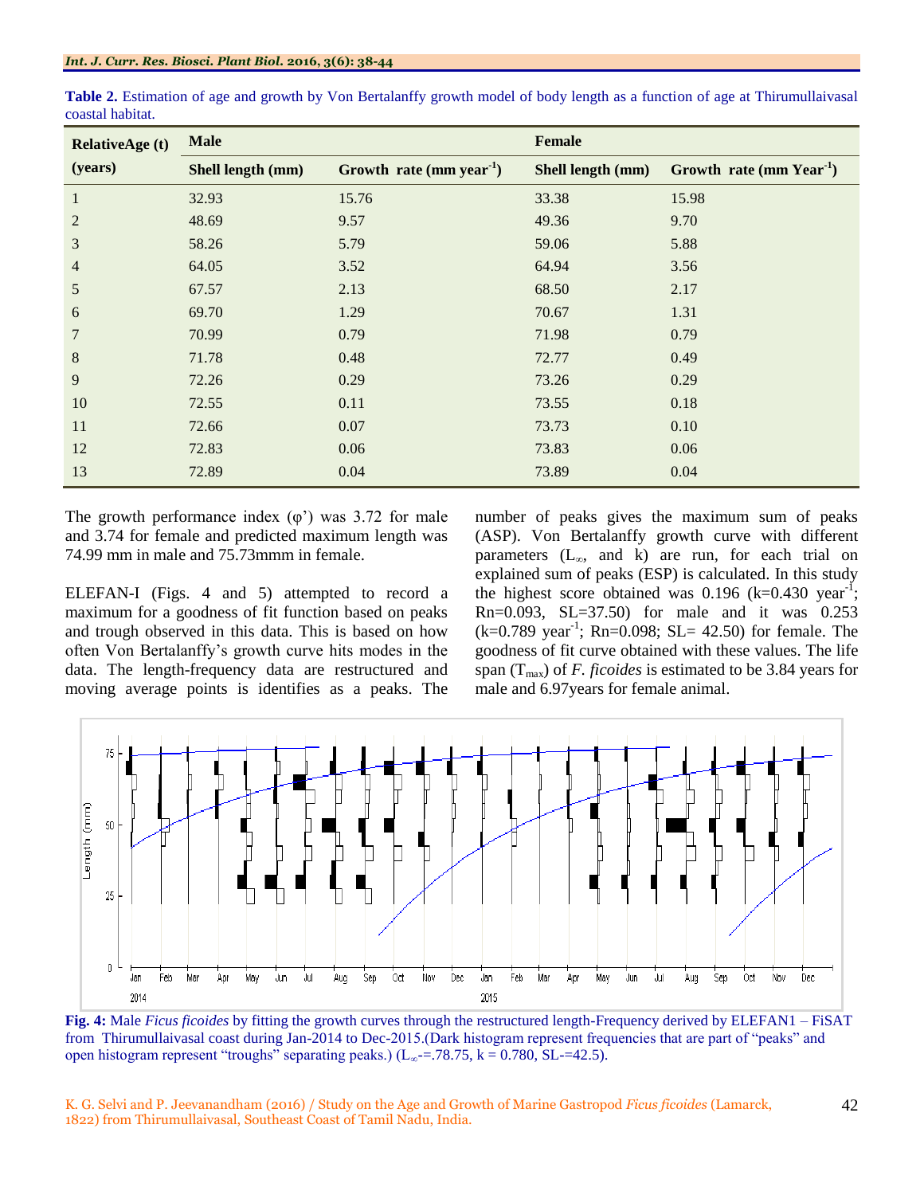**Table 2.** Estimation of age and growth by Von Bertalanffy growth model of body length as a function of age at Thirumullaivasal coastal habitat.

| RelativeAge (t) (years) | Male | | Female | |
|---|---|---|---|---|
| | Shell length (mm) | Growth rate (mm year$^{-1}$) | Shell length (mm) | Growth rate (mm Year$^{-1}$) |
| 1 | 32.93 | 15.76 | 33.38 | 15.98 |
| 2 | 48.69 | 9.57 | 49.36 | 9.70 |
| 3 | 58.26 | 5.79 | 59.06 | 5.88 |
| 4 | 64.05 | 3.52 | 64.94 | 3.56 |
| 5 | 67.57 | 2.13 | 68.50 | 2.17 |
| 6 | 69.70 | 1.29 | 70.67 | 1.31 |
| 7 | 70.99 | 0.79 | 71.98 | 0.79 |
| 8 | 71.78 | 0.48 | 72.77 | 0.49 |
| 9 | 72.26 | 0.29 | 73.26 | 0.29 |
| 10 | 72.55 | 0.11 | 73.55 | 0.18 |
| 11 | 72.66 | 0.07 | 73.73 | 0.10 |
| 12 | 72.83 | 0.06 | 73.83 | 0.06 |
| 13 | 72.89 | 0.04 | 73.89 | 0.04 |

The growth performance index (φ') was 3.72 for male and 3.74 for female and predicted maximum length was 74.99 mm in male and 75.73mmm in female.

ELEFAN-I (Figs. 4 and 5) attempted to record a maximum for a goodness of fit function based on peaks and trough observed in this data. This is based on how often Von Bertalanffy's growth curve hits modes in the data. The length-frequency data are restructured and moving average points is identifies as a peaks. The number of peaks gives the maximum sum of peaks (ASP). Von Bertalanffy growth curve with different parameters ($L_\infty$, and k) are run, for each trial on explained sum of peaks (ESP) is calculated. In this study the highest score obtained was 0.196 (k=0.430 year$^{-1}$; Rn=0.093, SL=37.50) for male and it was 0.253 (k=0.789 year$^{-1}$; Rn=0.098; SL= 42.50) for female. The goodness of fit curve obtained with these values. The life span ($T_{max}$) of *F. ficoides* is estimated to be 3.84 years for male and 6.97years for female animal.

**Fig. 4:** Male *Ficus ficoides* by fitting the growth curves through the restructured length-Frequency derived by ELEFAN1 – FiSAT from Thirumullaivasal coast during Jan-2014 to Dec-2015.(Dark histogram represent frequencies that are part of "peaks" and open histogram represent "troughs" separating peaks.) ($L_\infty$-=.78.75, k = 0.780, SL-=42.5).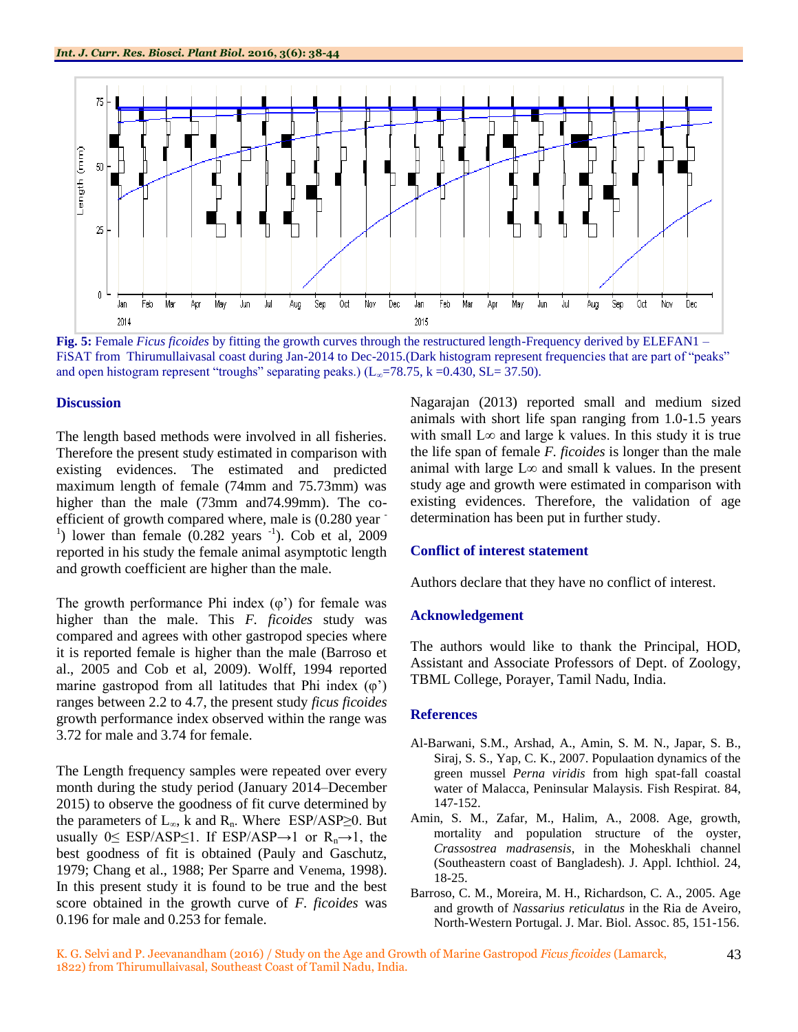**Fig. 5:** Female *Ficus ficoides* by fitting the growth curves through the restructured length-Frequency derived by ELEFAN1 – FiSAT from Thirumullaivasal coast during Jan-2014 to Dec-2015.(Dark histogram represent frequencies that are part of "peaks" and open histogram represent "troughs" separating peaks.) ($L_\infty$=78.75, k =0.430, SL= 37.50).

## Discussion

The length based methods were involved in all fisheries. Therefore the present study estimated in comparison with existing evidences. The estimated and predicted maximum length of female (74mm and 75.73mm) was higher than the male (73mm and74.99mm). The co-efficient of growth compared where, male is (0.280 year $^{-1}$) lower than female (0.282 years $^{-1}$). Cob et al, 2009 reported in his study the female animal asymptotic length and growth coefficient are higher than the male.

The growth performance Phi index (φ') for female was higher than the male. This *F. ficoides* study was compared and agrees with other gastropod species where it is reported female is higher than the male (Barroso et al., 2005 and Cob et al, 2009). Wolff, 1994 reported marine gastropod from all latitudes that Phi index (φ') ranges between 2.2 to 4.7, the present study *ficus ficoides* growth performance index observed within the range was 3.72 for male and 3.74 for female.

The Length frequency samples were repeated over every month during the study period (January 2014–December 2015) to observe the goodness of fit curve determined by the parameters of $L_\infty$, k and $R_n$. Where ESP/ASP≥0. But usually 0≤ ESP/ASP≤1. If ESP/ASP→1 or $R_n$→1, the best goodness of fit is obtained (Pauly and Gaschutz, 1979; Chang et al., 1988; Per Sparre and Venema, 1998). In this present study it is found to be true and the best score obtained in the growth curve of *F. ficoides* was 0.196 for male and 0.253 for female.

Nagarajan (2013) reported small and medium sized animals with short life span ranging from 1.0-1.5 years with small L∞ and large k values. In this study it is true the life span of female *F. ficoides* is longer than the male animal with large L∞ and small k values. In the present study age and growth were estimated in comparison with existing evidences. Therefore, the validation of age determination has been put in further study.

## Conflict of interest statement

Authors declare that they have no conflict of interest.

## Acknowledgement

The authors would like to thank the Principal, HOD, Assistant and Associate Professors of Dept. of Zoology, TBML College, Porayer, Tamil Nadu, India.

## References

Al-Barwani, S.M., Arshad, A., Amin, S. M. N., Japar, S. B., Siraj, S. S., Yap, C. K., 2007. Populaation dynamics of the green mussel *Perna viridis* from high spat-fall coastal water of Malacca, Peninsular Malaysia. Fish Respirat. 84, 147-152.

Amin, S. M., Zafar, M., Halim, A., 2008. Age, growth, mortality and population structure of the oyster, *Crassostrea madrasensis*, in the Moheskhali channel (Southeastern coast of Bangladesh). J. Appl. Ichthiol. 24, 18-25.

Barroso, C. M., Moreira, M. H., Richardson, C. A., 2005. Age and growth of *Nassarius reticulatus* in the Ria de Aveiro, North-Western Portugal. J. Mar. Biol. Assoc. 85, 151-156.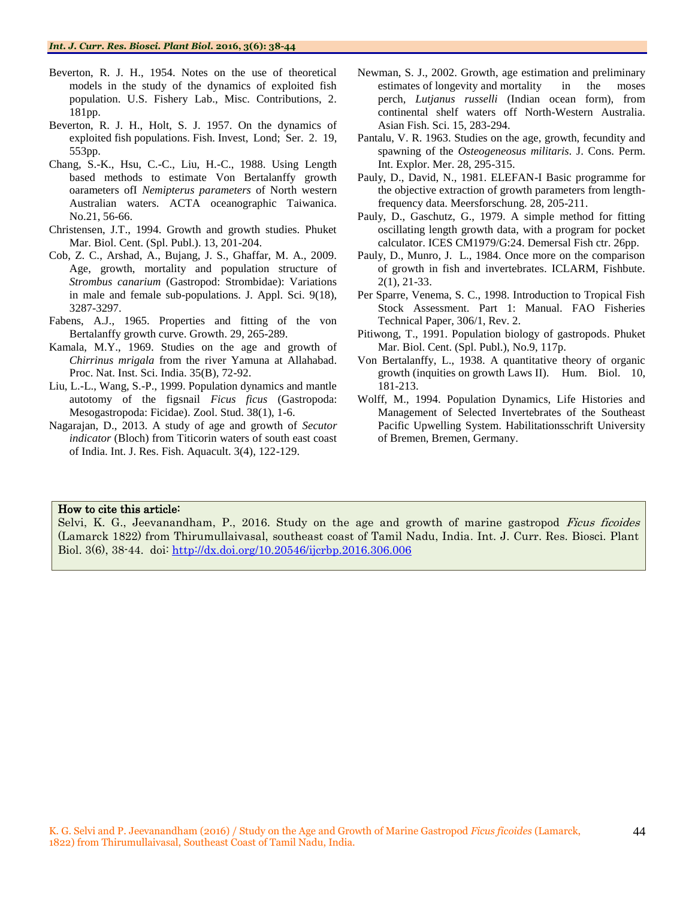Beverton, R. J. H., 1954. Notes on the use of theoretical models in the study of the dynamics of exploited fish population. U.S. Fishery Lab., Misc. Contributions, 2. 181pp.

Beverton, R. J. H., Holt, S. J. 1957. On the dynamics of exploited fish populations. Fish. Invest, Lond; Ser. 2. 19, 553pp.

Chang, S.-K., Hsu, C.-C., Liu, H.-C., 1988. Using Length based methods to estimate Von Bertalanffy growth oarameters ofI *Nemipterus parameters* of North western Australian waters. ACTA oceanographic Taiwanica. No.21, 56-66.

Christensen, J.T., 1994. Growth and growth studies. Phuket Mar. Biol. Cent. (Spl. Publ.). 13, 201-204.

Cob, Z. C., Arshad, A., Bujang, J. S., Ghaffar, M. A., 2009. Age, growth, mortality and population structure of *Strombus canarium* (Gastropod: Strombidae): Variations in male and female sub-populations. J. Appl. Sci. 9(18), 3287-3297.

Fabens, A.J., 1965. Properties and fitting of the von Bertalanffy growth curve. Growth. 29, 265-289.

Kamala, M.Y., 1969. Studies on the age and growth of *Chirrinus mrigala* from the river Yamuna at Allahabad. Proc. Nat. Inst. Sci. India. 35(B), 72-92.

Liu, L.-L., Wang, S.-P., 1999. Population dynamics and mantle autotomy of the figsnail *Ficus ficus* (Gastropoda: Mesogastropoda: Ficidae). Zool. Stud. 38(1), 1-6.

Nagarajan, D., 2013. A study of age and growth of *Secutor indicator* (Bloch) from Titicorin waters of south east coast of India. Int. J. Res. Fish. Aquacult. 3(4), 122-129.

Newman, S. J., 2002. Growth, age estimation and preliminary estimates of longevity and mortality in the moses perch, *Lutjanus russelli* (Indian ocean form), from continental shelf waters off North-Western Australia. Asian Fish. Sci. 15, 283-294.

Pantalu, V. R. 1963. Studies on the age, growth, fecundity and spawning of the *Osteogeneosus militaris*. J. Cons. Perm. Int. Explor. Mer. 28, 295-315.

Pauly, D., David, N., 1981. ELEFAN-I Basic programme for the objective extraction of growth parameters from length-frequency data. Meersforschung. 28, 205-211.

Pauly, D., Gaschutz, G., 1979. A simple method for fitting oscillating length growth data, with a program for pocket calculator. ICES CM1979/G:24. Demersal Fish ctr. 26pp.

Pauly, D., Munro, J. L., 1984. Once more on the comparison of growth in fish and invertebrates. ICLARM, Fishbute. 2(1), 21-33.

Per Sparre, Venema, S. C., 1998. Introduction to Tropical Fish Stock Assessment. Part 1: Manual. FAO Fisheries Technical Paper, 306/1, Rev. 2.

Pitiwong, T., 1991. Population biology of gastropods. Phuket Mar. Biol. Cent. (Spl. Publ.), No.9, 117p.

Von Bertalanffy, L., 1938. A quantitative theory of organic growth (inquities on growth Laws II). Hum. Biol. 10, 181-213.

Wolff, M., 1994. Population Dynamics, Life Histories and Management of Selected Invertebrates of the Southeast Pacific Upwelling System. Habilitationsschrift University of Bremen, Bremen, Germany.

**How to cite this article:**

Selvi, K. G., Jeevanandham, P., 2016. Study on the age and growth of marine gastropod *Ficus ficoides* (Lamarck 1822) from Thirumullaivasal, southeast coast of Tamil Nadu, India. Int. J. Curr. Res. Biosci. Plant Biol. 3(6), 38-44. doi: http://dx.doi.org/10.20546/ijcrbp.2016.306.006